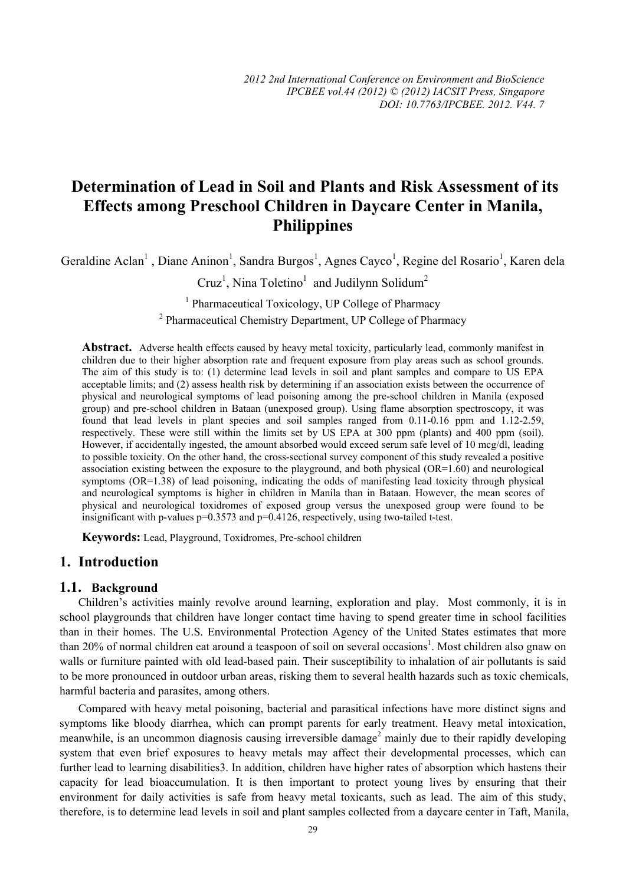# Determination of Lead in Soil and Plants and Risk Assessment of its Effects among Preschool Children in Daycare Center in Manila, Philippines

Geraldine Aclan[1], Diane Aninon[1], Sandra Burgos[1], Agnes Cayco[1], Regine del Rosario[1], Karen dela Cruz[1], Nina Toletino[1] and Judilynn Solidum[2]

[1] Pharmaceutical Toxicology, UP College of Pharmacy

[2] Pharmaceutical Chemistry Department, UP College of Pharmacy

**Abstract.** Adverse health effects caused by heavy metal toxicity, particularly lead, commonly manifest in children due to their higher absorption rate and frequent exposure from play areas such as school grounds. The aim of this study is to: (1) determine lead levels in soil and plant samples and compare to US EPA acceptable limits; and (2) assess health risk by determining if an association exists between the occurrence of physical and neurological symptoms of lead poisoning among the pre-school children in Manila (exposed group) and pre-school children in Bataan (unexposed group). Using flame absorption spectroscopy, it was found that lead levels in plant species and soil samples ranged from 0.11-0.16 ppm and 1.12-2.59, respectively. These were still within the limits set by US EPA at 300 ppm (plants) and 400 ppm (soil). However, if accidentally ingested, the amount absorbed would exceed serum safe level of 10 mcg/dl, leading to possible toxicity. On the other hand, the cross-sectional survey component of this study revealed a positive association existing between the exposure to the playground, and both physical (OR=1.60) and neurological symptoms (OR=1.38) of lead poisoning, indicating the odds of manifesting lead toxicity through physical and neurological symptoms is higher in children in Manila than in Bataan. However, the mean scores of physical and neurological toxidromes of exposed group versus the unexposed group were found to be insignificant with p-values p=0.3573 and p=0.4126, respectively, using two-tailed t-test.

**Keywords:** Lead, Playground, Toxidromes, Pre-school children

## 1. Introduction

### 1.1. Background

Children's activities mainly revolve around learning, exploration and play. Most commonly, it is in school playgrounds that children have longer contact time having to spend greater time in school facilities than in their homes. The U.S. Environmental Protection Agency of the United States estimates that more than 20% of normal children eat around a teaspoon of soil on several occasions[1]. Most children also gnaw on walls or furniture painted with old lead-based pain. Their susceptibility to inhalation of air pollutants is said to be more pronounced in outdoor urban areas, risking them to several health hazards such as toxic chemicals, harmful bacteria and parasites, among others.

Compared with heavy metal poisoning, bacterial and parasitical infections have more distinct signs and symptoms like bloody diarrhea, which can prompt parents for early treatment. Heavy metal intoxication, meanwhile, is an uncommon diagnosis causing irreversible damage[2] mainly due to their rapidly developing system that even brief exposures to heavy metals may affect their developmental processes, which can further lead to learning disabilities3. In addition, children have higher rates of absorption which hastens their capacity for lead bioaccumulation. It is then important to protect young lives by ensuring that their environment for daily activities is safe from heavy metal toxicants, such as lead. The aim of this study, therefore, is to determine lead levels in soil and plant samples collected from a daycare center in Taft, Manila,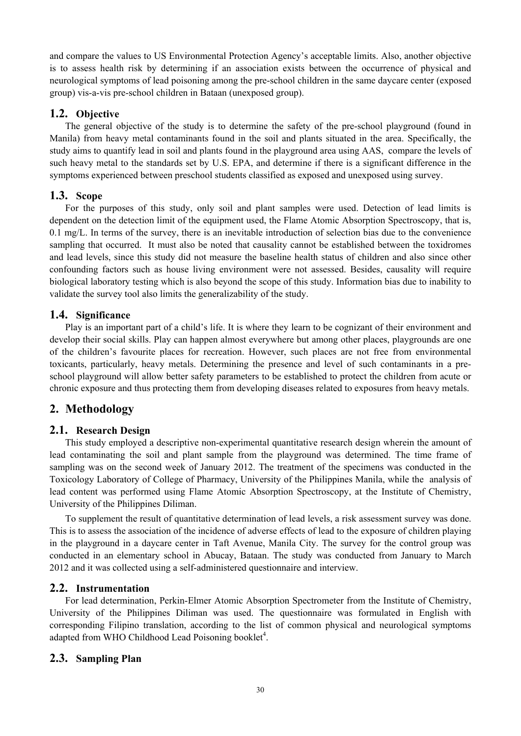and compare the values to US Environmental Protection Agency's acceptable limits. Also, another objective is to assess health risk by determining if an association exists between the occurrence of physical and neurological symptoms of lead poisoning among the pre-school children in the same daycare center (exposed group) vis-a-vis pre-school children in Bataan (unexposed group).

### 1.2. Objective

The general objective of the study is to determine the safety of the pre-school playground (found in Manila) from heavy metal contaminants found in the soil and plants situated in the area. Specifically, the study aims to quantify lead in soil and plants found in the playground area using AAS, compare the levels of such heavy metal to the standards set by U.S. EPA, and determine if there is a significant difference in the symptoms experienced between preschool students classified as exposed and unexposed using survey.

### 1.3. Scope

For the purposes of this study, only soil and plant samples were used. Detection of lead limits is dependent on the detection limit of the equipment used, the Flame Atomic Absorption Spectroscopy, that is, 0.1 mg/L. In terms of the survey, there is an inevitable introduction of selection bias due to the convenience sampling that occurred. It must also be noted that causality cannot be established between the toxidromes and lead levels, since this study did not measure the baseline health status of children and also since other confounding factors such as house living environment were not assessed. Besides, causality will require biological laboratory testing which is also beyond the scope of this study. Information bias due to inability to validate the survey tool also limits the generalizability of the study.

### 1.4. Significance

Play is an important part of a child's life. It is where they learn to be cognizant of their environment and develop their social skills. Play can happen almost everywhere but among other places, playgrounds are one of the children's favourite places for recreation. However, such places are not free from environmental toxicants, particularly, heavy metals. Determining the presence and level of such contaminants in a pre-school playground will allow better safety parameters to be established to protect the children from acute or chronic exposure and thus protecting them from developing diseases related to exposures from heavy metals.

## 2. Methodology

### 2.1. Research Design

This study employed a descriptive non-experimental quantitative research design wherein the amount of lead contaminating the soil and plant sample from the playground was determined. The time frame of sampling was on the second week of January 2012. The treatment of the specimens was conducted in the Toxicology Laboratory of College of Pharmacy, University of the Philippines Manila, while the analysis of lead content was performed using Flame Atomic Absorption Spectroscopy, at the Institute of Chemistry, University of the Philippines Diliman.

To supplement the result of quantitative determination of lead levels, a risk assessment survey was done. This is to assess the association of the incidence of adverse effects of lead to the exposure of children playing in the playground in a daycare center in Taft Avenue, Manila City. The survey for the control group was conducted in an elementary school in Abucay, Bataan. The study was conducted from January to March 2012 and it was collected using a self-administered questionnaire and interview.

### 2.2. Instrumentation

For lead determination, Perkin-Elmer Atomic Absorption Spectrometer from the Institute of Chemistry, University of the Philippines Diliman was used. The questionnaire was formulated in English with corresponding Filipino translation, according to the list of common physical and neurological symptoms adapted from WHO Childhood Lead Poisoning booklet[4].

### 2.3. Sampling Plan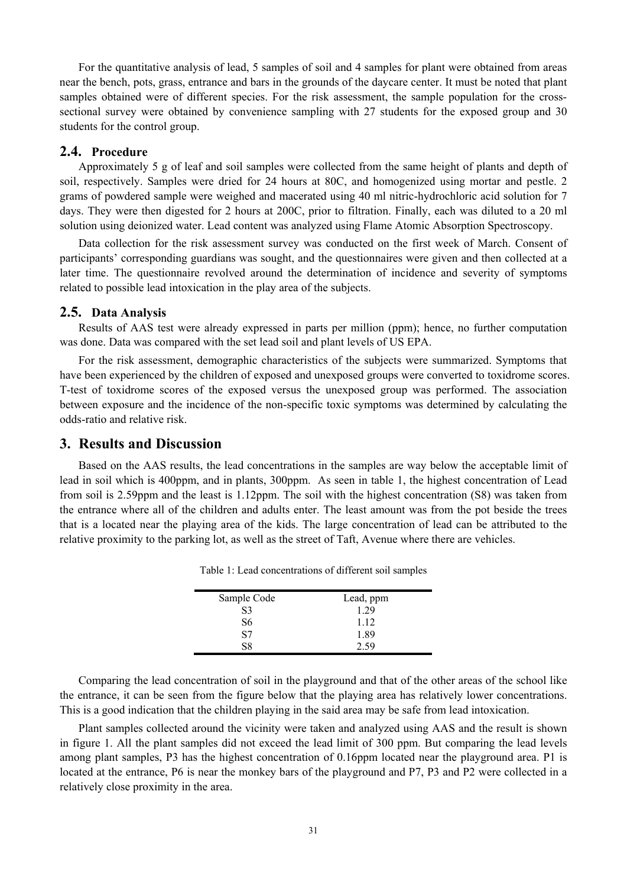For the quantitative analysis of lead, 5 samples of soil and 4 samples for plant were obtained from areas near the bench, pots, grass, entrance and bars in the grounds of the daycare center. It must be noted that plant samples obtained were of different species. For the risk assessment, the sample population for the cross-sectional survey were obtained by convenience sampling with 27 students for the exposed group and 30 students for the control group.

## 2.4. Procedure

Approximately 5 g of leaf and soil samples were collected from the same height of plants and depth of soil, respectively. Samples were dried for 24 hours at 80C, and homogenized using mortar and pestle. 2 grams of powdered sample were weighed and macerated using 40 ml nitric-hydrochloric acid solution for 7 days. They were then digested for 2 hours at 200C, prior to filtration. Finally, each was diluted to a 20 ml solution using deionized water. Lead content was analyzed using Flame Atomic Absorption Spectroscopy.

Data collection for the risk assessment survey was conducted on the first week of March. Consent of participants' corresponding guardians was sought, and the questionnaires were given and then collected at a later time. The questionnaire revolved around the determination of incidence and severity of symptoms related to possible lead intoxication in the play area of the subjects.

## 2.5. Data Analysis

Results of AAS test were already expressed in parts per million (ppm); hence, no further computation was done. Data was compared with the set lead soil and plant levels of US EPA.

For the risk assessment, demographic characteristics of the subjects were summarized. Symptoms that have been experienced by the children of exposed and unexposed groups were converted to toxidrome scores. T-test of toxidrome scores of the exposed versus the unexposed group was performed. The association between exposure and the incidence of the non-specific toxic symptoms was determined by calculating the odds-ratio and relative risk.

# 3. Results and Discussion

Based on the AAS results, the lead concentrations in the samples are way below the acceptable limit of lead in soil which is 400ppm, and in plants, 300ppm. As seen in table 1, the highest concentration of Lead from soil is 2.59ppm and the least is 1.12ppm. The soil with the highest concentration (S8) was taken from the entrance where all of the children and adults enter. The least amount was from the pot beside the trees that is a located near the playing area of the kids. The large concentration of lead can be attributed to the relative proximity to the parking lot, as well as the street of Taft, Avenue where there are vehicles.

Table 1: Lead concentrations of different soil samples

| Sample Code | Lead, ppm |
|---|---|
| S3 | 1.29 |
| S6 | 1.12 |
| S7 | 1.89 |
| S8 | 2.59 |

Comparing the lead concentration of soil in the playground and that of the other areas of the school like the entrance, it can be seen from the figure below that the playing area has relatively lower concentrations. This is a good indication that the children playing in the said area may be safe from lead intoxication.

Plant samples collected around the vicinity were taken and analyzed using AAS and the result is shown in figure 1. All the plant samples did not exceed the lead limit of 300 ppm. But comparing the lead levels among plant samples, P3 has the highest concentration of 0.16ppm located near the playground area. P1 is located at the entrance, P6 is near the monkey bars of the playground and P7, P3 and P2 were collected in a relatively close proximity in the area.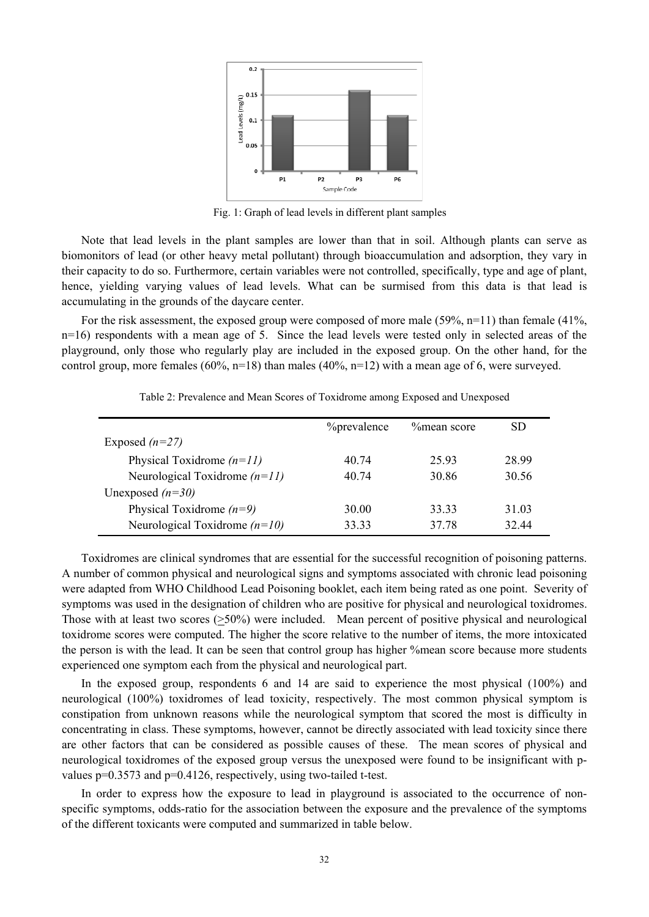Fig. 1: Graph of lead levels in different plant samples

Note that lead levels in the plant samples are lower than that in soil. Although plants can serve as biomonitors of lead (or other heavy metal pollutant) through bioaccumulation and adsorption, they vary in their capacity to do so. Furthermore, certain variables were not controlled, specifically, type and age of plant, hence, yielding varying values of lead levels. What can be surmised from this data is that lead is accumulating in the grounds of the daycare center.

For the risk assessment, the exposed group were composed of more male (59%, n=11) than female (41%, n=16) respondents with a mean age of 5. Since the lead levels were tested only in selected areas of the playground, only those who regularly play are included in the exposed group. On the other hand, for the control group, more females (60%, n=18) than males (40%, n=12) with a mean age of 6, were surveyed.

Table 2: Prevalence and Mean Scores of Toxidrome among Exposed and Unexposed

| | %prevalence | %mean score | SD |
|---|---|---|---|
| Exposed *(n=27)* | | | |
| Physical Toxidrome *(n=11)* | 40.74 | 25.93 | 28.99 |
| Neurological Toxidrome *(n=11)* | 40.74 | 30.86 | 30.56 |
| Unexposed *(n=30)* | | | |
| Physical Toxidrome *(n=9)* | 30.00 | 33.33 | 31.03 |
| Neurological Toxidrome *(n=10)* | 33.33 | 37.78 | 32.44 |

Toxidromes are clinical syndromes that are essential for the successful recognition of poisoning patterns. A number of common physical and neurological signs and symptoms associated with chronic lead poisoning were adapted from WHO Childhood Lead Poisoning booklet, each item being rated as one point. Severity of symptoms was used in the designation of children who are positive for physical and neurological toxidromes. Those with at least two scores ($\geq$50%) were included. Mean percent of positive physical and neurological toxidrome scores were computed. The higher the score relative to the number of items, the more intoxicated the person is with the lead. It can be seen that control group has higher %mean score because more students experienced one symptom each from the physical and neurological part.

In the exposed group, respondents 6 and 14 are said to experience the most physical (100%) and neurological (100%) toxidromes of lead toxicity, respectively. The most common physical symptom is constipation from unknown reasons while the neurological symptom that scored the most is difficulty in concentrating in class. These symptoms, however, cannot be directly associated with lead toxicity since there are other factors that can be considered as possible causes of these. The mean scores of physical and neurological toxidromes of the exposed group versus the unexposed were found to be insignificant with p-values p=0.3573 and p=0.4126, respectively, using two-tailed t-test.

In order to express how the exposure to lead in playground is associated to the occurrence of non-specific symptoms, odds-ratio for the association between the exposure and the prevalence of the symptoms of the different toxicants were computed and summarized in table below.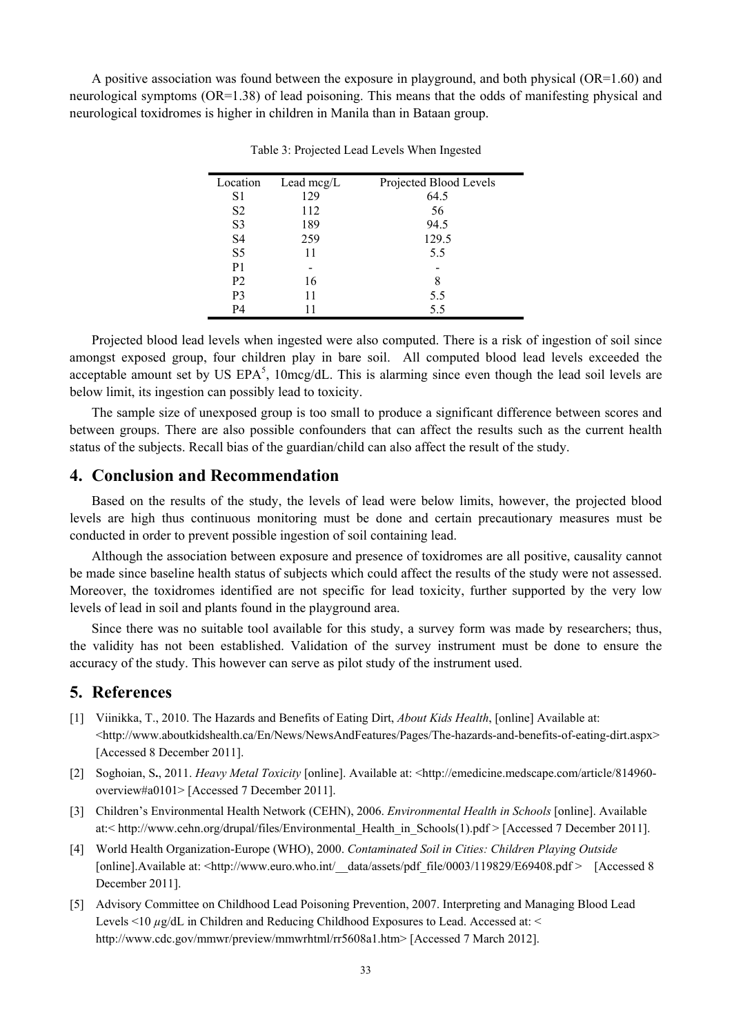A positive association was found between the exposure in playground, and both physical (OR=1.60) and neurological symptoms (OR=1.38) of lead poisoning. This means that the odds of manifesting physical and neurological toxidromes is higher in children in Manila than in Bataan group.

Table 3: Projected Lead Levels When Ingested

| Location | Lead mcg/L | Projected Blood Levels |
|---|---|---|
| S1 | 129 | 64.5 |
| S2 | 112 | 56 |
| S3 | 189 | 94.5 |
| S4 | 259 | 129.5 |
| S5 | 11 | 5.5 |
| P1 | - | - |
| P2 | 16 | 8 |
| P3 | 11 | 5.5 |
| P4 | 11 | 5.5 |

Projected blood lead levels when ingested were also computed. There is a risk of ingestion of soil since amongst exposed group, four children play in bare soil. All computed blood lead levels exceeded the acceptable amount set by US EPA[5], 10mcg/dL. This is alarming since even though the lead soil levels are below limit, its ingestion can possibly lead to toxicity.

The sample size of unexposed group is too small to produce a significant difference between scores and between groups. There are also possible confounders that can affect the results such as the current health status of the subjects. Recall bias of the guardian/child can also affect the result of the study.

## 4. Conclusion and Recommendation

Based on the results of the study, the levels of lead were below limits, however, the projected blood levels are high thus continuous monitoring must be done and certain precautionary measures must be conducted in order to prevent possible ingestion of soil containing lead.

Although the association between exposure and presence of toxidromes are all positive, causality cannot be made since baseline health status of subjects which could affect the results of the study were not assessed. Moreover, the toxidromes identified are not specific for lead toxicity, further supported by the very low levels of lead in soil and plants found in the playground area.

Since there was no suitable tool available for this study, a survey form was made by researchers; thus, the validity has not been established. Validation of the survey instrument must be done to ensure the accuracy of the study. This however can serve as pilot study of the instrument used.

## 5. References

[1] Viinikka, T., 2010. The Hazards and Benefits of Eating Dirt, *About Kids Health*, [online] Available at: <http://www.aboutkidshealth.ca/En/News/NewsAndFeatures/Pages/The-hazards-and-benefits-of-eating-dirt.aspx> [Accessed 8 December 2011].

[2] Soghoian, S., 2011. *Heavy Metal Toxicity* [online]. Available at: <http://emedicine.medscape.com/article/814960-overview#a0101> [Accessed 7 December 2011].

[3] Children's Environmental Health Network (CEHN), 2006. *Environmental Health in Schools* [online]. Available at:< http://www.cehn.org/drupal/files/Environmental_Health_in_Schools(1).pdf > [Accessed 7 December 2011].

[4] World Health Organization-Europe (WHO), 2000. *Contaminated Soil in Cities: Children Playing Outside* [online].Available at: <http://www.euro.who.int/__data/assets/pdf_file/0003/119829/E69408.pdf > [Accessed 8 December 2011].

[5] Advisory Committee on Childhood Lead Poisoning Prevention, 2007. Interpreting and Managing Blood Lead Levels <10 $\mu$g/dL in Children and Reducing Childhood Exposures to Lead. Accessed at: < http://www.cdc.gov/mmwr/preview/mmwrhtml/rr5608a1.htm> [Accessed 7 March 2012].